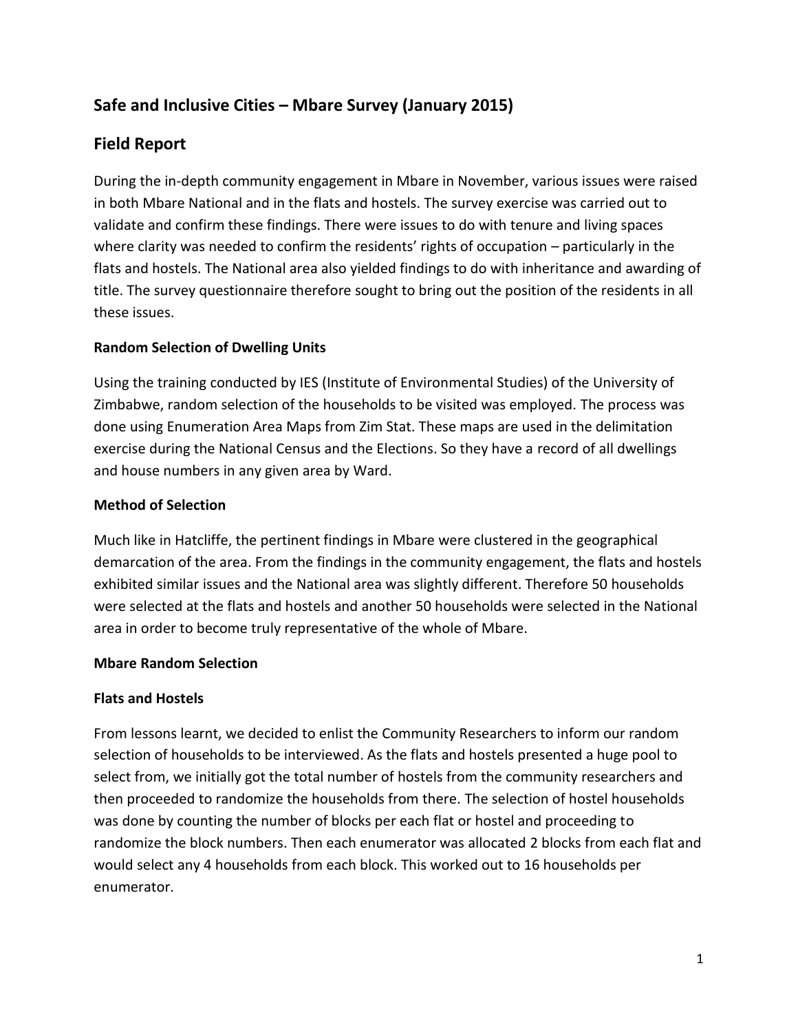## Safe and Inclusive Cities – Mbare Survey (January 2015)

## Field Report

During the in-depth community engagement in Mbare in November, various issues were raised in both Mbare National and in the flats and hostels. The survey exercise was carried out to validate and confirm these findings. There were issues to do with tenure and living spaces where clarity was needed to confirm the residents' rights of occupation – particularly in the flats and hostels. The National area also yielded findings to do with inheritance and awarding of title. The survey questionnaire therefore sought to bring out the position of the residents in all these issues.

**Random Selection of Dwelling Units**

Using the training conducted by IES (Institute of Environmental Studies) of the University of Zimbabwe, random selection of the households to be visited was employed. The process was done using Enumeration Area Maps from Zim Stat. These maps are used in the delimitation exercise during the National Census and the Elections. So they have a record of all dwellings and house numbers in any given area by Ward.

**Method of Selection**

Much like in Hatcliffe, the pertinent findings in Mbare were clustered in the geographical demarcation of the area. From the findings in the community engagement, the flats and hostels exhibited similar issues and the National area was slightly different. Therefore 50 households were selected at the flats and hostels and another 50 households were selected in the National area in order to become truly representative of the whole of Mbare.

**Mbare Random Selection**

**Flats and Hostels**

From lessons learnt, we decided to enlist the Community Researchers to inform our random selection of households to be interviewed. As the flats and hostels presented a huge pool to select from, we initially got the total number of hostels from the community researchers and then proceeded to randomize the households from there. The selection of hostel households was done by counting the number of blocks per each flat or hostel and proceeding to randomize the block numbers. Then each enumerator was allocated 2 blocks from each flat and would select any 4 households from each block. This worked out to 16 households per enumerator.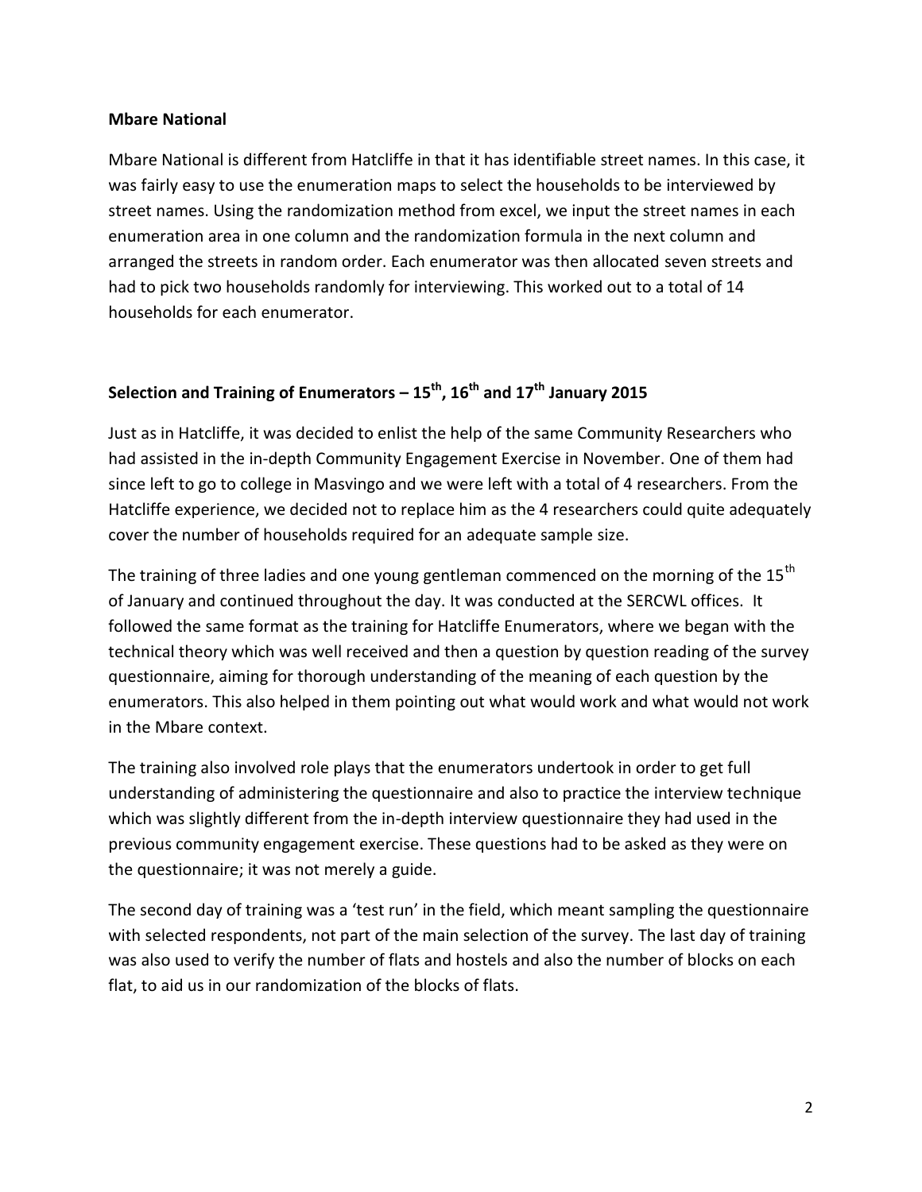**Mbare National**

Mbare National is different from Hatcliffe in that it has identifiable street names. In this case, it was fairly easy to use the enumeration maps to select the households to be interviewed by street names. Using the randomization method from excel, we input the street names in each enumeration area in one column and the randomization formula in the next column and arranged the streets in random order. Each enumerator was then allocated seven streets and had to pick two households randomly for interviewing. This worked out to a total of 14 households for each enumerator.

**Selection and Training of Enumerators – 15th, 16th and 17th January 2015**

Just as in Hatcliffe, it was decided to enlist the help of the same Community Researchers who had assisted in the in-depth Community Engagement Exercise in November. One of them had since left to go to college in Masvingo and we were left with a total of 4 researchers. From the Hatcliffe experience, we decided not to replace him as the 4 researchers could quite adequately cover the number of households required for an adequate sample size.

The training of three ladies and one young gentleman commenced on the morning of the 15th of January and continued throughout the day. It was conducted at the SERCWL offices. It followed the same format as the training for Hatcliffe Enumerators, where we began with the technical theory which was well received and then a question by question reading of the survey questionnaire, aiming for thorough understanding of the meaning of each question by the enumerators. This also helped in them pointing out what would work and what would not work in the Mbare context.

The training also involved role plays that the enumerators undertook in order to get full understanding of administering the questionnaire and also to practice the interview technique which was slightly different from the in-depth interview questionnaire they had used in the previous community engagement exercise. These questions had to be asked as they were on the questionnaire; it was not merely a guide.

The second day of training was a 'test run' in the field, which meant sampling the questionnaire with selected respondents, not part of the main selection of the survey. The last day of training was also used to verify the number of flats and hostels and also the number of blocks on each flat, to aid us in our randomization of the blocks of flats.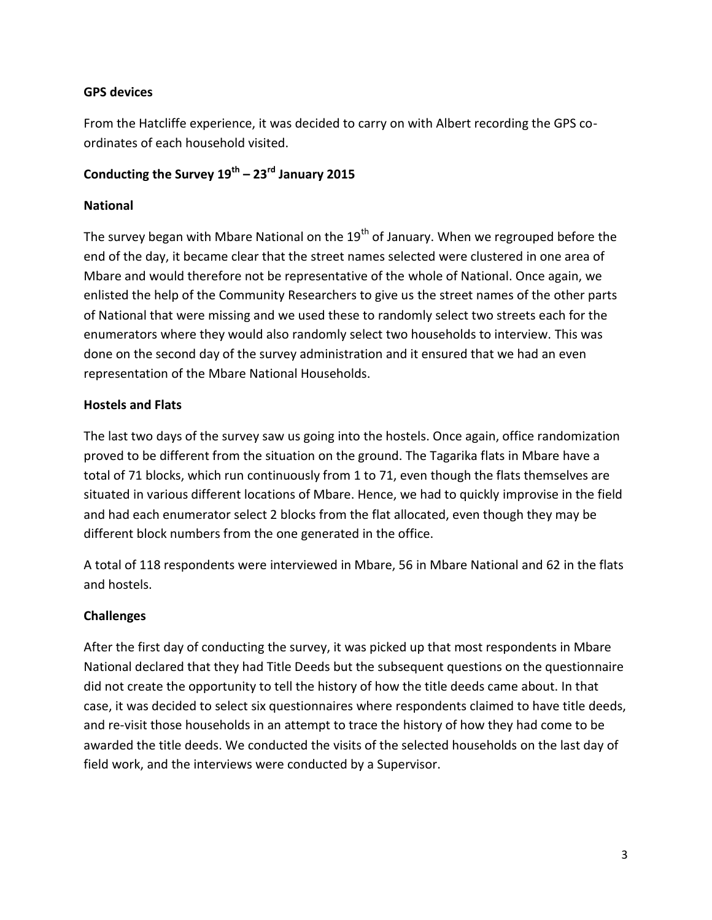## GPS devices

From the Hatcliffe experience, it was decided to carry on with Albert recording the GPS co-ordinates of each household visited.

## Conducting the Survey 19th – 23rd January 2015

### National

The survey began with Mbare National on the 19th of January. When we regrouped before the end of the day, it became clear that the street names selected were clustered in one area of Mbare and would therefore not be representative of the whole of National. Once again, we enlisted the help of the Community Researchers to give us the street names of the other parts of National that were missing and we used these to randomly select two streets each for the enumerators where they would also randomly select two households to interview. This was done on the second day of the survey administration and it ensured that we had an even representation of the Mbare National Households.

### Hostels and Flats

The last two days of the survey saw us going into the hostels. Once again, office randomization proved to be different from the situation on the ground. The Tagarika flats in Mbare have a total of 71 blocks, which run continuously from 1 to 71, even though the flats themselves are situated in various different locations of Mbare. Hence, we had to quickly improvise in the field and had each enumerator select 2 blocks from the flat allocated, even though they may be different block numbers from the one generated in the office.

A total of 118 respondents were interviewed in Mbare, 56 in Mbare National and 62 in the flats and hostels.

### Challenges

After the first day of conducting the survey, it was picked up that most respondents in Mbare National declared that they had Title Deeds but the subsequent questions on the questionnaire did not create the opportunity to tell the history of how the title deeds came about. In that case, it was decided to select six questionnaires where respondents claimed to have title deeds, and re-visit those households in an attempt to trace the history of how they had come to be awarded the title deeds. We conducted the visits of the selected households on the last day of field work, and the interviews were conducted by a Supervisor.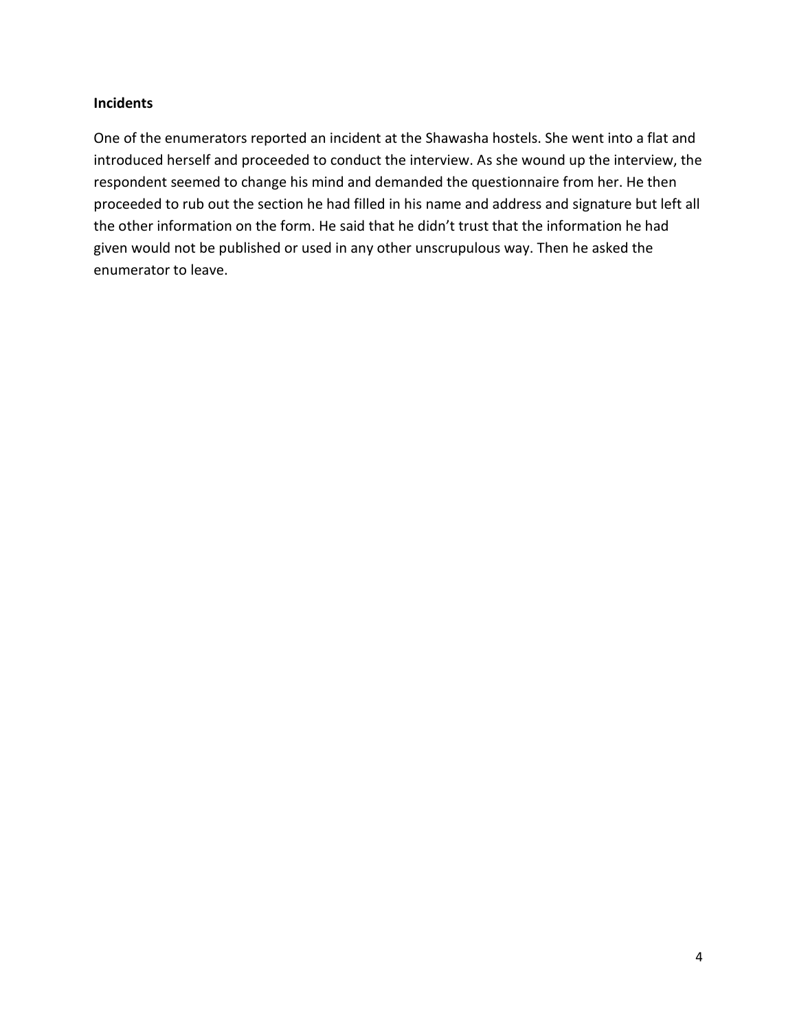**Incidents**

One of the enumerators reported an incident at the Shawasha hostels. She went into a flat and introduced herself and proceeded to conduct the interview. As she wound up the interview, the respondent seemed to change his mind and demanded the questionnaire from her. He then proceeded to rub out the section he had filled in his name and address and signature but left all the other information on the form. He said that he didn't trust that the information he had given would not be published or used in any other unscrupulous way. Then he asked the enumerator to leave.